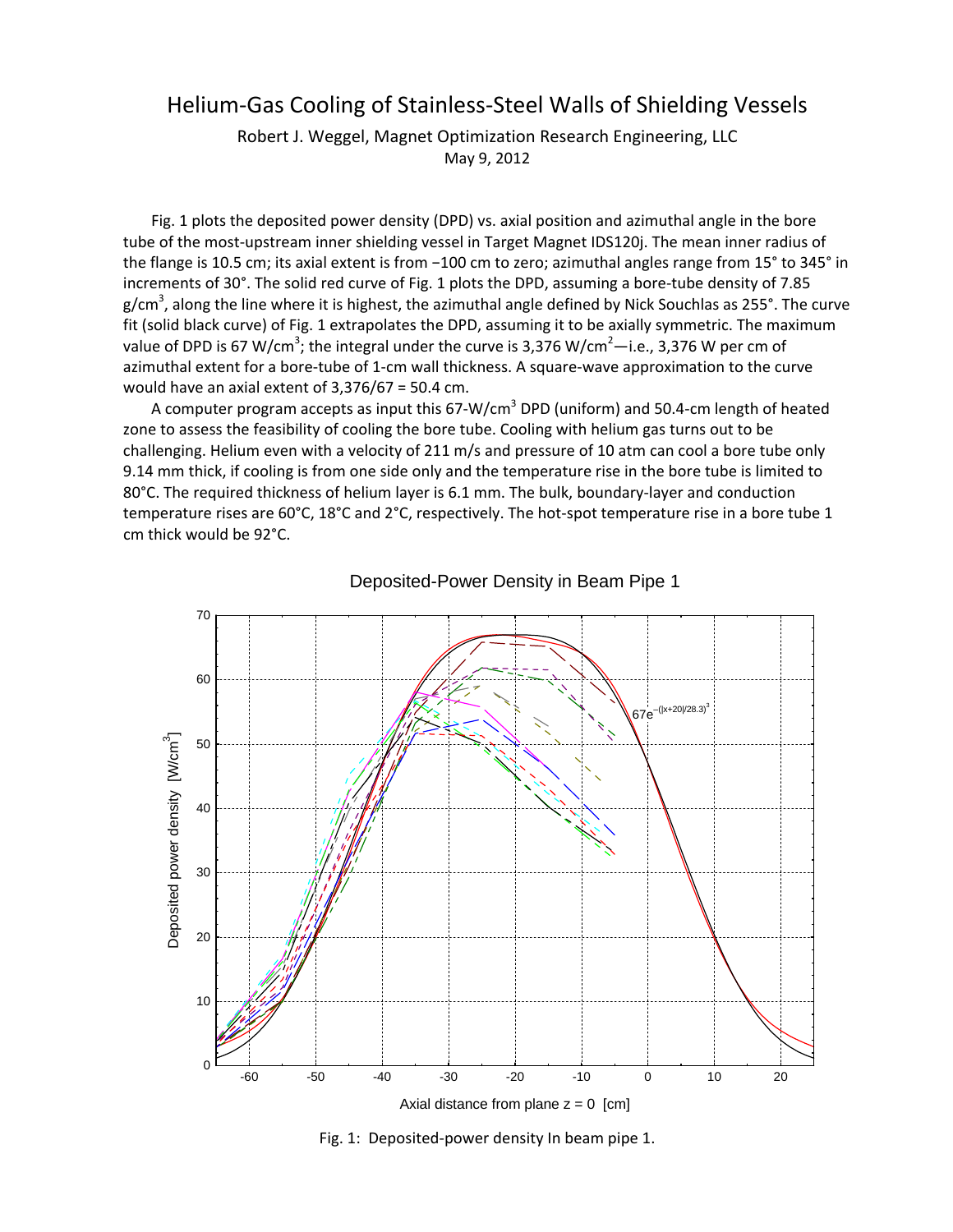# Helium-Gas Cooling of Stainless-Steel Walls of Shielding Vessels

Robert J. Weggel, Magnet Optimization Research Engineering, LLC

May 9, 2012

Fig. 1 plots the deposited power density (DPD) vs. axial position and azimuthal angle in the bore tube of the most-upstream inner shielding vessel in Target Magnet IDS120j. The mean inner radius of the flange is 10.5 cm; its axial extent is from −100 cm to zero; azimuthal angles range from 15° to 345° in increments of 30°. The solid red curve of Fig. 1 plots the DPD, assuming a bore-tube density of 7.85 g/cm$^3$, along the line where it is highest, the azimuthal angle defined by Nick Souchlas as 255°. The curve fit (solid black curve) of Fig. 1 extrapolates the DPD, assuming it to be axially symmetric. The maximum value of DPD is 67 W/cm$^3$; the integral under the curve is 3,376 W/cm$^2$—i.e., 3,376 W per cm of azimuthal extent for a bore-tube of 1-cm wall thickness. A square-wave approximation to the curve would have an axial extent of 3,376/67 = 50.4 cm.

A computer program accepts as input this 67-W/cm$^3$ DPD (uniform) and 50.4-cm length of heated zone to assess the feasibility of cooling the bore tube. Cooling with helium gas turns out to be challenging. Helium even with a velocity of 211 m/s and pressure of 10 atm can cool a bore tube only 9.14 mm thick, if cooling is from one side only and the temperature rise in the bore tube is limited to 80°C. The required thickness of helium layer is 6.1 mm. The bulk, boundary-layer and conduction temperature rises are 60°C, 18°C and 2°C, respectively. The hot-spot temperature rise in a bore tube 1 cm thick would be 92°C.

Deposited-Power Density in Beam Pipe 1

$67e^{-(|x+20|/28.3)^3}$

Deposited power density [W/cm$^3$]

Axial distance from plane z = 0 [cm]

Fig. 1: Deposited-power density In beam pipe 1.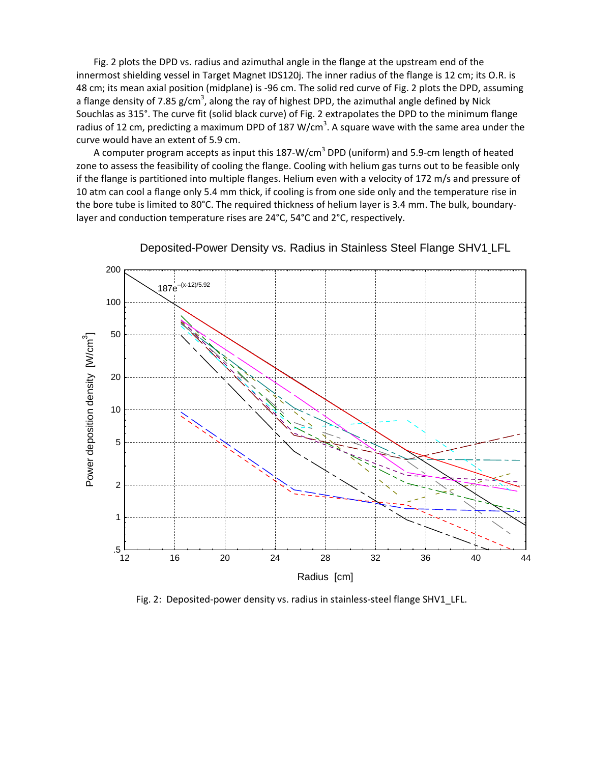Fig. 2 plots the DPD vs. radius and azimuthal angle in the flange at the upstream end of the innermost shielding vessel in Target Magnet IDS120j. The inner radius of the flange is 12 cm; its O.R. is 48 cm; its mean axial position (midplane) is -96 cm. The solid red curve of Fig. 2 plots the DPD, assuming a flange density of 7.85 g/cm$^3$, along the ray of highest DPD, the azimuthal angle defined by Nick Souchlas as 315°. The curve fit (solid black curve) of Fig. 2 extrapolates the DPD to the minimum flange radius of 12 cm, predicting a maximum DPD of 187 W/cm$^3$. A square wave with the same area under the curve would have an extent of 5.9 cm.

A computer program accepts as input this 187-W/cm$^3$ DPD (uniform) and 5.9-cm length of heated zone to assess the feasibility of cooling the flange. Cooling with helium gas turns out to be feasible only if the flange is partitioned into multiple flanges. Helium even with a velocity of 172 m/s and pressure of 10 atm can cool a flange only 5.4 mm thick, if cooling is from one side only and the temperature rise in the bore tube is limited to 80°C. The required thickness of helium layer is 3.4 mm. The bulk, boundary-layer and conduction temperature rises are 24°C, 54°C and 2°C, respectively.

Deposited-Power Density vs. Radius in Stainless Steel Flange SHV1_LFL

$187e^{-(x-12)/5.92}$

Power deposition density [W/cm$^3$]

200
100
50
20
10
5
2
1
.5

12 16 20 24 28 32 36 40 44

Radius [cm]

Fig. 2: Deposited-power density vs. radius in stainless-steel flange SHV1_LFL.